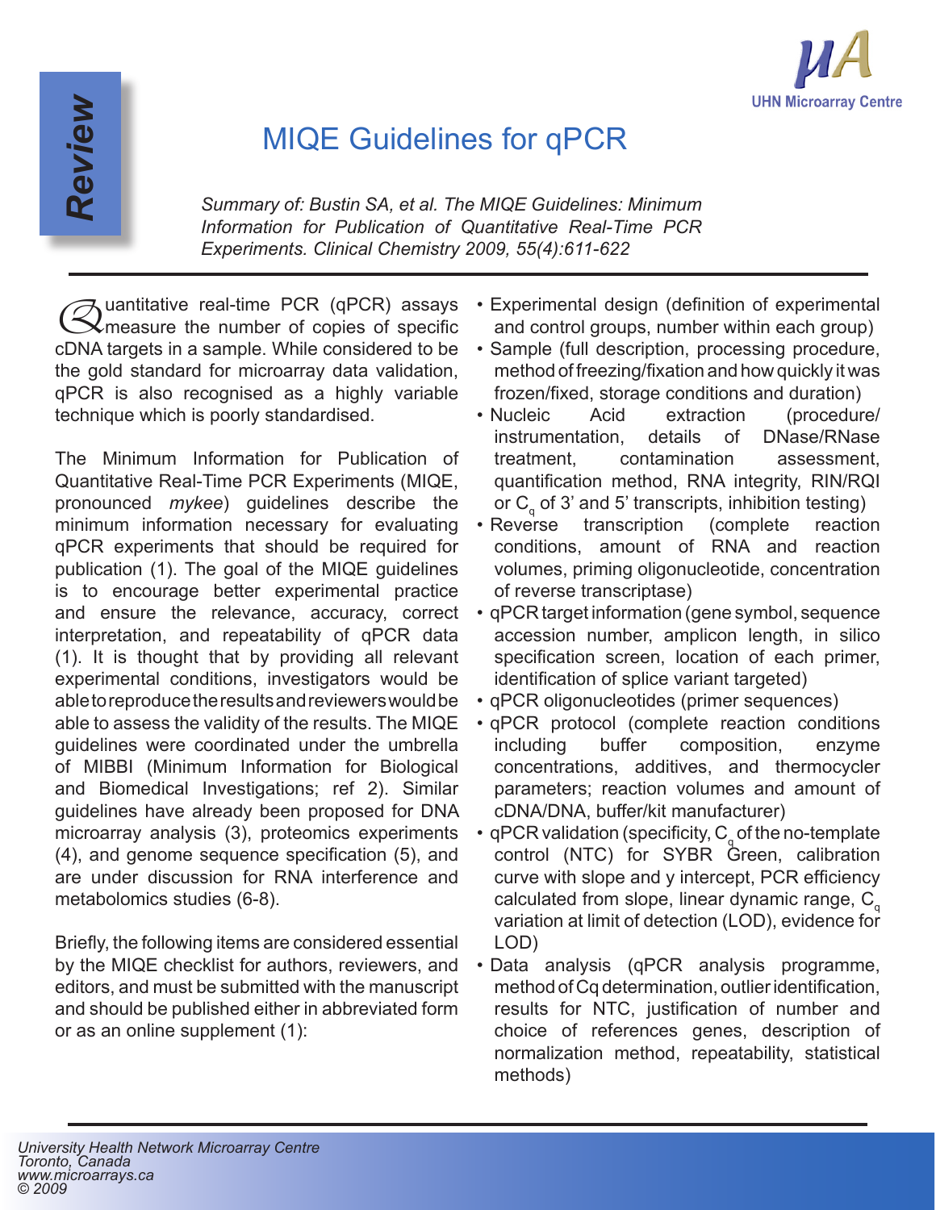Review

# MIQE Guidelines for qPCR

*Summary of: Bustin SA, et al. The MIQE Guidelines: Minimum Information for Publication of Quantitative Real-Time PCR Experiments. Clinical Chemistry 2009, 55(4):611-622*

Quantitative real-time PCR (qPCR) assays measure the number of copies of specific cDNA targets in a sample. While considered to be the gold standard for microarray data validation, qPCR is also recognised as a highly variable technique which is poorly standardised.

The Minimum Information for Publication of Quantitative Real-Time PCR Experiments (MIQE, pronounced *mykee*) guidelines describe the minimum information necessary for evaluating qPCR experiments that should be required for publication (1). The goal of the MIQE guidelines is to encourage better experimental practice and ensure the relevance, accuracy, correct interpretation, and repeatability of qPCR data (1). It is thought that by providing all relevant experimental conditions, investigators would be able to reproduce the results and reviewers would be able to assess the validity of the results. The MIQE guidelines were coordinated under the umbrella of MIBBI (Minimum Information for Biological and Biomedical Investigations; ref 2). Similar guidelines have already been proposed for DNA microarray analysis (3), proteomics experiments (4), and genome sequence specification (5), and are under discussion for RNA interference and metabolomics studies (6-8).

Briefly, the following items are considered essential by the MIQE checklist for authors, reviewers, and editors, and must be submitted with the manuscript and should be published either in abbreviated form or as an online supplement (1):

- Experimental design (definition of experimental and control groups, number within each group)
- Sample (full description, processing procedure, method of freezing/fixation and how quickly it was frozen/fixed, storage conditions and duration)
- Nucleic Acid extraction (procedure/ instrumentation, details of DNase/RNase treatment, contamination assessment, quantification method, RNA integrity, RIN/RQI or $C_q$ of 3' and 5' transcripts, inhibition testing)
- Reverse transcription (complete reaction conditions, amount of RNA and reaction volumes, priming oligonucleotide, concentration of reverse transcriptase)
- qPCR target information (gene symbol, sequence accession number, amplicon length, in silico specification screen, location of each primer, identification of splice variant targeted)
- qPCR oligonucleotides (primer sequences)
- qPCR protocol (complete reaction conditions including buffer composition, enzyme concentrations, additives, and thermocycler parameters; reaction volumes and amount of cDNA/DNA, buffer/kit manufacturer)
- qPCR validation (specificity, $C_q$ of the no-template control (NTC) for SYBR Green, calibration curve with slope and y intercept, PCR efficiency calculated from slope, linear dynamic range, $C_q$ variation at limit of detection (LOD), evidence for LOD)
- Data analysis (qPCR analysis programme, method of Cq determination, outlier identification, results for NTC, justification of number and choice of references genes, description of normalization method, repeatability, statistical methods)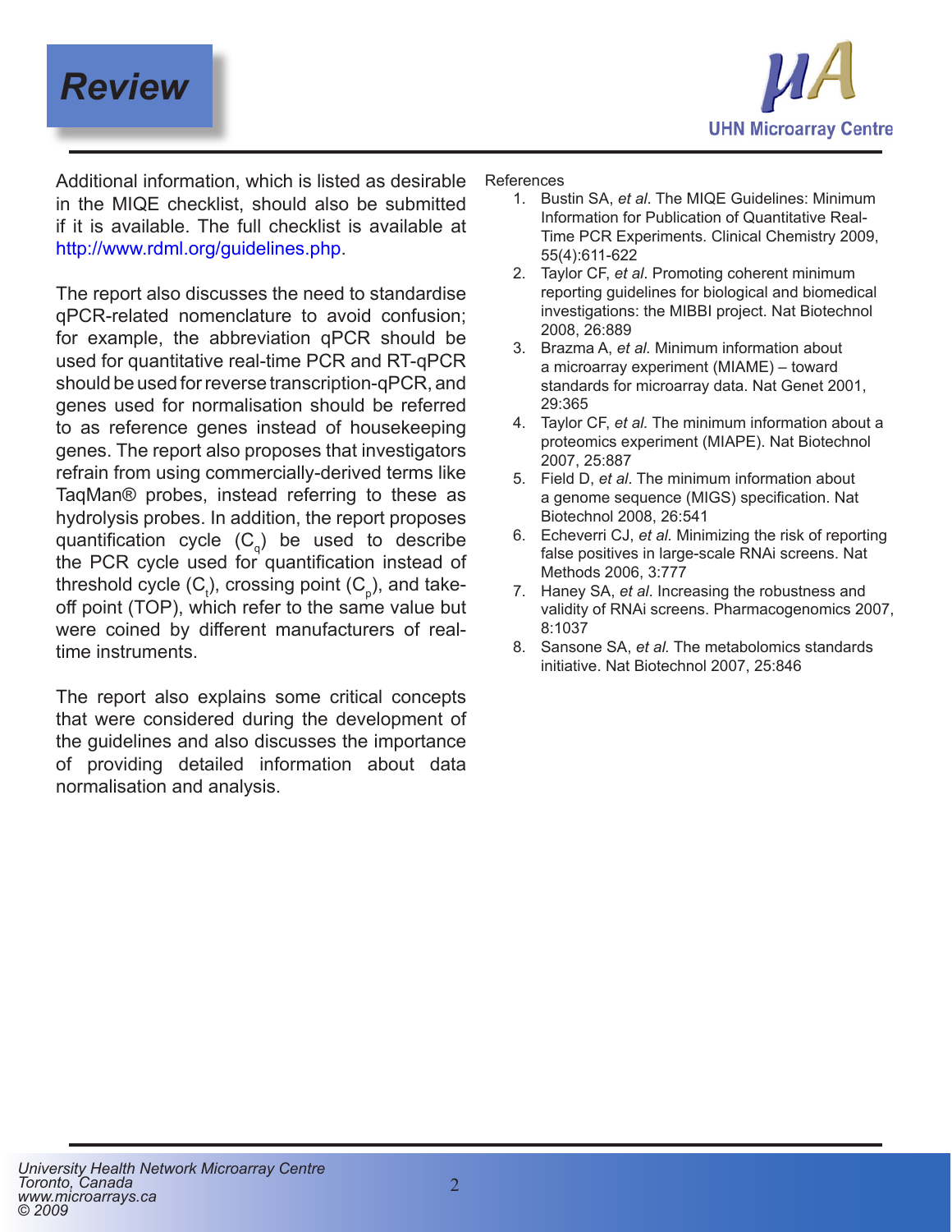Additional information, which is listed as desirable in the MIQE checklist, should also be submitted if it is available. The full checklist is available at http://www.rdml.org/guidelines.php.

The report also discusses the need to standardise qPCR-related nomenclature to avoid confusion; for example, the abbreviation qPCR should be used for quantitative real-time PCR and RT-qPCR should be used for reverse transcription-qPCR, and genes used for normalisation should be referred to as reference genes instead of housekeeping genes. The report also proposes that investigators refrain from using commercially-derived terms like TaqMan® probes, instead referring to these as hydrolysis probes. In addition, the report proposes quantification cycle ($C_q$) be used to describe the PCR cycle used for quantification instead of threshold cycle ($C_t$), crossing point ($C_p$), and take-off point (TOP), which refer to the same value but were coined by different manufacturers of real-time instruments.

The report also explains some critical concepts that were considered during the development of the guidelines and also discusses the importance of providing detailed information about data normalisation and analysis.

References

1. Bustin SA, *et al*. The MIQE Guidelines: Minimum Information for Publication of Quantitative Real-Time PCR Experiments. Clinical Chemistry 2009, 55(4):611-622
2. Taylor CF, *et al*. Promoting coherent minimum reporting guidelines for biological and biomedical investigations: the MIBBI project. Nat Biotechnol 2008, 26:889
3. Brazma A, *et al.* Minimum information about a microarray experiment (MIAME) – toward standards for microarray data. Nat Genet 2001, 29:365
4. Taylor CF, *et al.* The minimum information about a proteomics experiment (MIAPE). Nat Biotechnol 2007, 25:887
5. Field D, *et al*. The minimum information about a genome sequence (MIGS) specification. Nat Biotechnol 2008, 26:541
6. Echeverri CJ, *et al.* Minimizing the risk of reporting false positives in large-scale RNAi screens. Nat Methods 2006, 3:777
7. Haney SA, *et al*. Increasing the robustness and validity of RNAi screens. Pharmacogenomics 2007, 8:1037
8. Sansone SA, *et al.* The metabolomics standards initiative. Nat Biotechnol 2007, 25:846